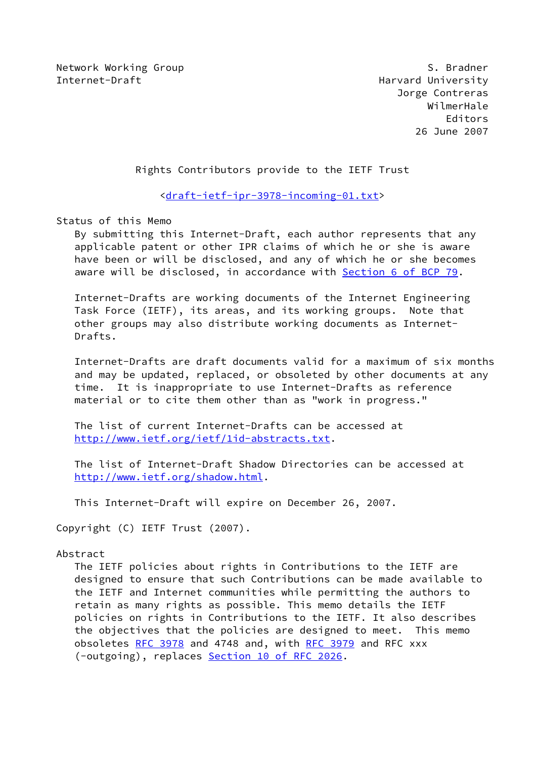Network Working Group S. Bradner
Internet-Draft Harvard University
Jorge Contreras
WilmerHale
Editors
26 June 2007

# Rights Contributors provide to the IETF Trust

<draft-ietf-ipr-3978-incoming-01.txt>

## Status of this Memo

By submitting this Internet-Draft, each author represents that any applicable patent or other IPR claims of which he or she is aware have been or will be disclosed, and any of which he or she becomes aware will be disclosed, in accordance with Section 6 of BCP 79.

Internet-Drafts are working documents of the Internet Engineering Task Force (IETF), its areas, and its working groups. Note that other groups may also distribute working documents as Internet-Drafts.

Internet-Drafts are draft documents valid for a maximum of six months and may be updated, replaced, or obsoleted by other documents at any time. It is inappropriate to use Internet-Drafts as reference material or to cite them other than as "work in progress."

The list of current Internet-Drafts can be accessed at http://www.ietf.org/ietf/1id-abstracts.txt.

The list of Internet-Draft Shadow Directories can be accessed at http://www.ietf.org/shadow.html.

This Internet-Draft will expire on December 26, 2007.

Copyright (C) IETF Trust (2007).

## Abstract

The IETF policies about rights in Contributions to the IETF are designed to ensure that such Contributions can be made available to the IETF and Internet communities while permitting the authors to retain as many rights as possible. This memo details the IETF policies on rights in Contributions to the IETF. It also describes the objectives that the policies are designed to meet. This memo obsoletes RFC 3978 and 4748 and, with RFC 3979 and RFC xxx (-outgoing), replaces Section 10 of RFC 2026.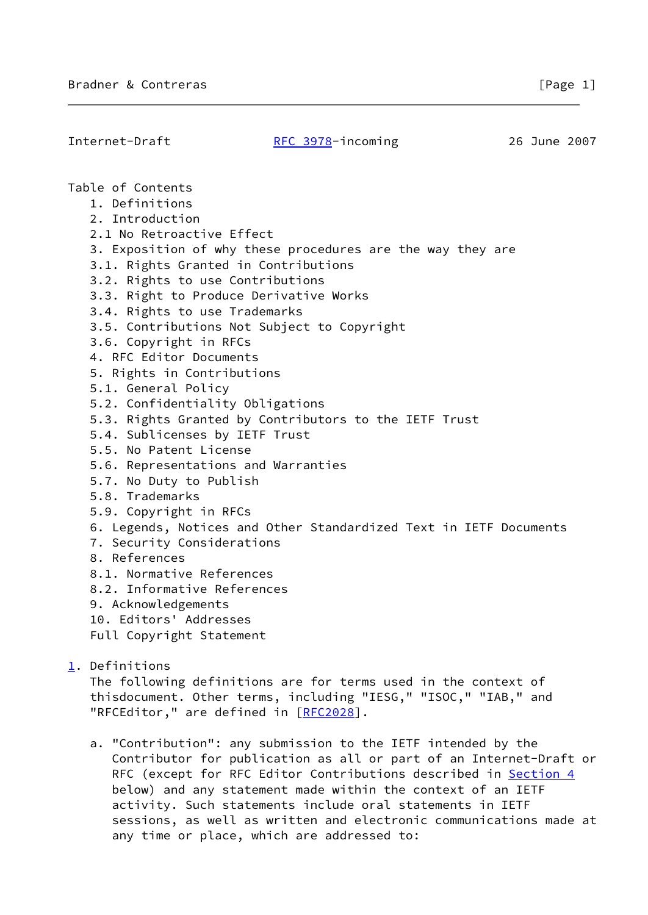Table of Contents

1. Definitions
2. Introduction
2.1 No Retroactive Effect
3. Exposition of why these procedures are the way they are
3.1. Rights Granted in Contributions
3.2. Rights to use Contributions
3.3. Right to Produce Derivative Works
3.4. Rights to use Trademarks
3.5. Contributions Not Subject to Copyright
3.6. Copyright in RFCs
4. RFC Editor Documents
5. Rights in Contributions
5.1. General Policy
5.2. Confidentiality Obligations
5.3. Rights Granted by Contributors to the IETF Trust
5.4. Sublicenses by IETF Trust
5.5. No Patent License
5.6. Representations and Warranties
5.7. No Duty to Publish
5.8. Trademarks
5.9. Copyright in RFCs
6. Legends, Notices and Other Standardized Text in IETF Documents
7. Security Considerations
8. References
8.1. Normative References
8.2. Informative References
9. Acknowledgements
10. Editors' Addresses

Full Copyright Statement

## 1. Definitions

The following definitions are for terms used in the context of thisdocument. Other terms, including "IESG," "ISOC," "IAB," and "RFCEditor," are defined in [RFC2028].

a. "Contribution": any submission to the IETF intended by the Contributor for publication as all or part of an Internet-Draft or RFC (except for RFC Editor Contributions described in Section 4 below) and any statement made within the context of an IETF activity. Such statements include oral statements in IETF sessions, as well as written and electronic communications made at any time or place, which are addressed to: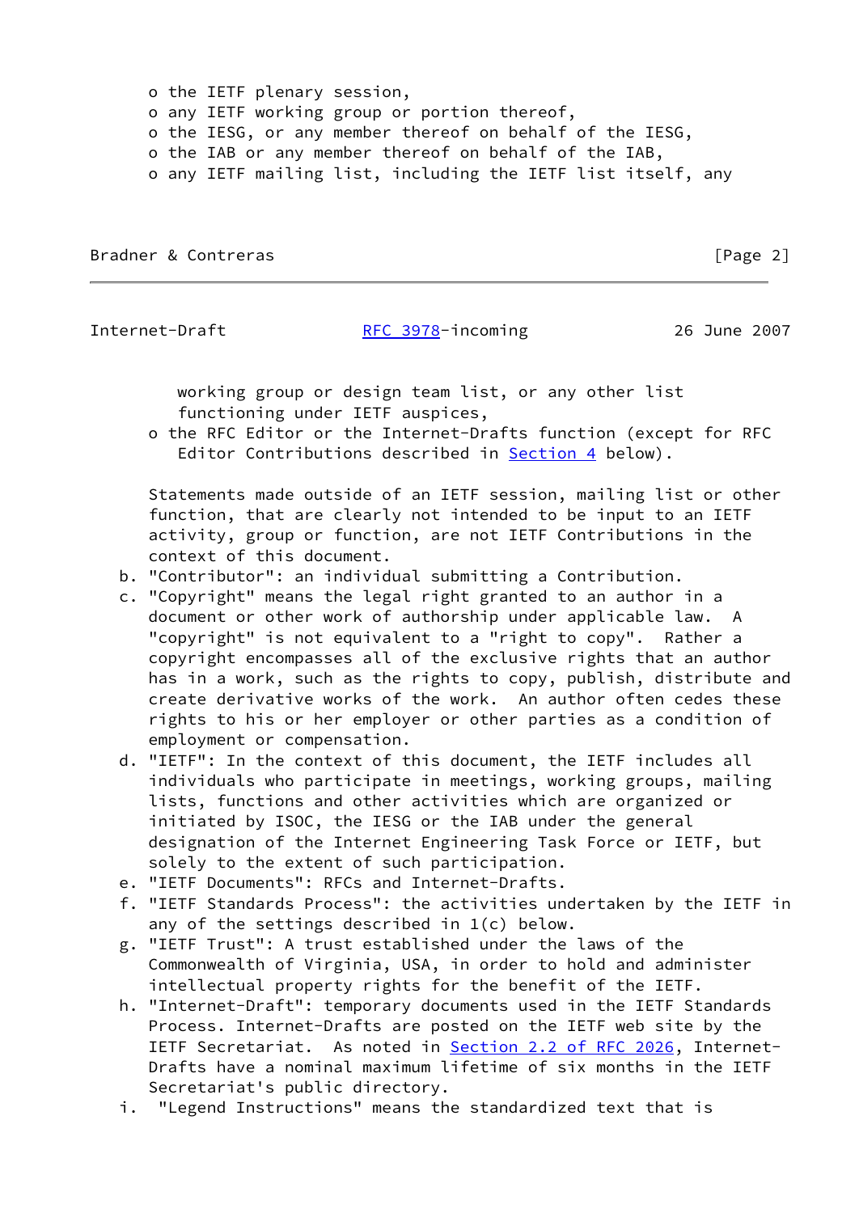- o the IETF plenary session,
- o any IETF working group or portion thereof,
- o the IESG, or any member thereof on behalf of the IESG,
- o the IAB or any member thereof on behalf of the IAB,
- o any IETF mailing list, including the IETF list itself, any working group or design team list, or any other list functioning under IETF auspices,
- o the RFC Editor or the Internet-Drafts function (except for RFC Editor Contributions described in Section 4 below).

Statements made outside of an IETF session, mailing list or other function, that are clearly not intended to be input to an IETF activity, group or function, are not IETF Contributions in the context of this document.

b. "Contributor": an individual submitting a Contribution.

c. "Copyright" means the legal right granted to an author in a document or other work of authorship under applicable law. A "copyright" is not equivalent to a "right to copy". Rather a copyright encompasses all of the exclusive rights that an author has in a work, such as the rights to copy, publish, distribute and create derivative works of the work. An author often cedes these rights to his or her employer or other parties as a condition of employment or compensation.

d. "IETF": In the context of this document, the IETF includes all individuals who participate in meetings, working groups, mailing lists, functions and other activities which are organized or initiated by ISOC, the IESG or the IAB under the general designation of the Internet Engineering Task Force or IETF, but solely to the extent of such participation.

e. "IETF Documents": RFCs and Internet-Drafts.

f. "IETF Standards Process": the activities undertaken by the IETF in any of the settings described in 1(c) below.

g. "IETF Trust": A trust established under the laws of the Commonwealth of Virginia, USA, in order to hold and administer intellectual property rights for the benefit of the IETF.

h. "Internet-Draft": temporary documents used in the IETF Standards Process. Internet-Drafts are posted on the IETF web site by the IETF Secretariat. As noted in Section 2.2 of RFC 2026, Internet-Drafts have a nominal maximum lifetime of six months in the IETF Secretariat's public directory.

i. "Legend Instructions" means the standardized text that is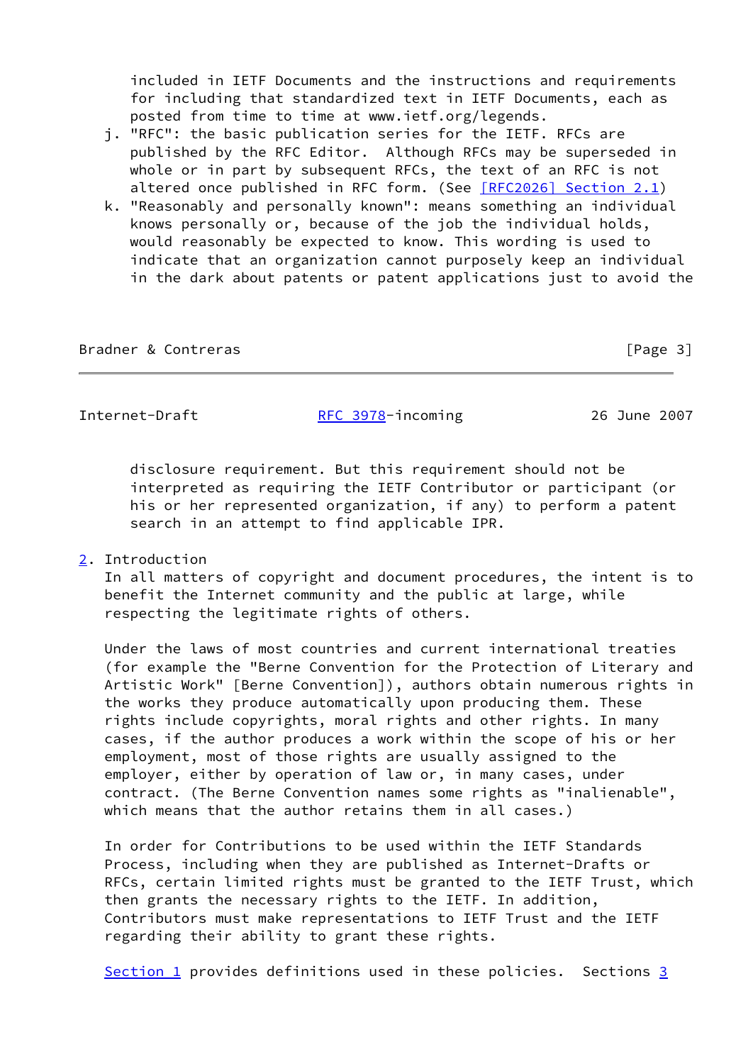included in IETF Documents and the instructions and requirements for including that standardized text in IETF Documents, each as posted from time to time at www.ietf.org/legends.

j. "RFC": the basic publication series for the IETF. RFCs are published by the RFC Editor. Although RFCs may be superseded in whole or in part by subsequent RFCs, the text of an RFC is not altered once published in RFC form. (See [RFC2026] Section 2.1)

k. "Reasonably and personally known": means something an individual knows personally or, because of the job the individual holds, would reasonably be expected to know. This wording is used to indicate that an organization cannot purposely keep an individual in the dark about patents or patent applications just to avoid the disclosure requirement. But this requirement should not be interpreted as requiring the IETF Contributor or participant (or his or her represented organization, if any) to perform a patent search in an attempt to find applicable IPR.

## 2. Introduction

In all matters of copyright and document procedures, the intent is to benefit the Internet community and the public at large, while respecting the legitimate rights of others.

Under the laws of most countries and current international treaties (for example the "Berne Convention for the Protection of Literary and Artistic Work" [Berne Convention]), authors obtain numerous rights in the works they produce automatically upon producing them. These rights include copyrights, moral rights and other rights. In many cases, if the author produces a work within the scope of his or her employment, most of those rights are usually assigned to the employer, either by operation of law or, in many cases, under contract. (The Berne Convention names some rights as "inalienable", which means that the author retains them in all cases.)

In order for Contributions to be used within the IETF Standards Process, including when they are published as Internet-Drafts or RFCs, certain limited rights must be granted to the IETF Trust, which then grants the necessary rights to the IETF. In addition, Contributors must make representations to IETF Trust and the IETF regarding their ability to grant these rights.

Section 1 provides definitions used in these policies. Sections 3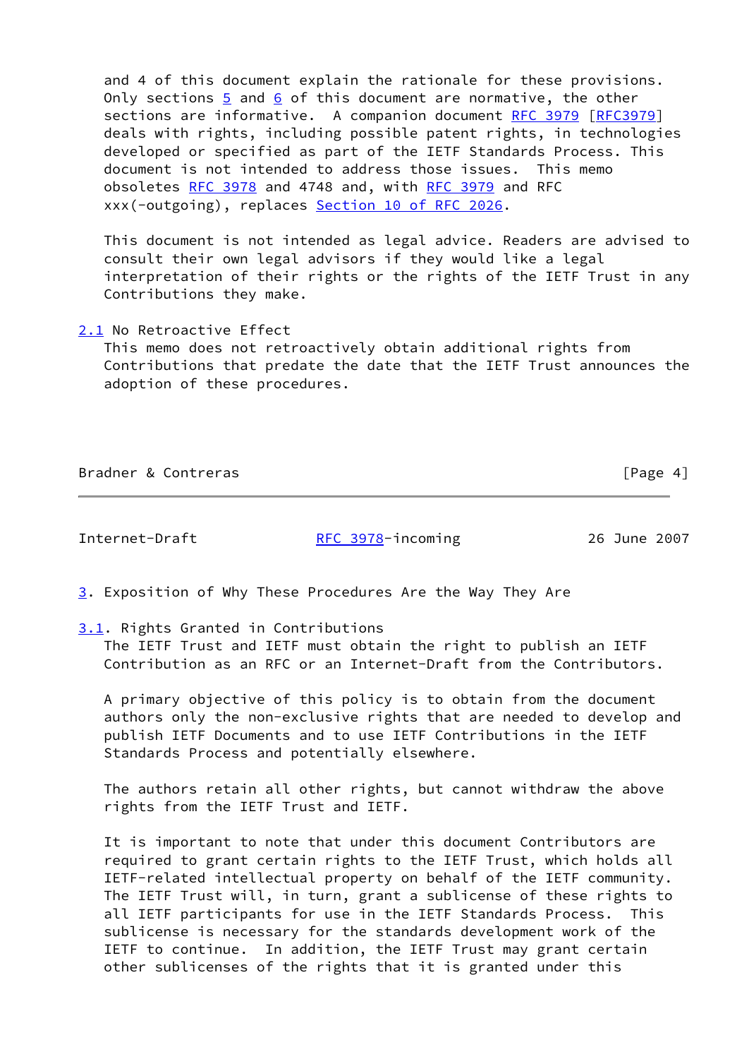and 4 of this document explain the rationale for these provisions. Only sections 5 and 6 of this document are normative, the other sections are informative. A companion document RFC 3979 [RFC3979] deals with rights, including possible patent rights, in technologies developed or specified as part of the IETF Standards Process. This document is not intended to address those issues. This memo obsoletes RFC 3978 and 4748 and, with RFC 3979 and RFC xxx(-outgoing), replaces Section 10 of RFC 2026.

This document is not intended as legal advice. Readers are advised to consult their own legal advisors if they would like a legal interpretation of their rights or the rights of the IETF Trust in any Contributions they make.

### 2.1 No Retroactive Effect

This memo does not retroactively obtain additional rights from Contributions that predate the date that the IETF Trust announces the adoption of these procedures.

## 3. Exposition of Why These Procedures Are the Way They Are

### 3.1. Rights Granted in Contributions

The IETF Trust and IETF must obtain the right to publish an IETF Contribution as an RFC or an Internet-Draft from the Contributors.

A primary objective of this policy is to obtain from the document authors only the non-exclusive rights that are needed to develop and publish IETF Documents and to use IETF Contributions in the IETF Standards Process and potentially elsewhere.

The authors retain all other rights, but cannot withdraw the above rights from the IETF Trust and IETF.

It is important to note that under this document Contributors are required to grant certain rights to the IETF Trust, which holds all IETF-related intellectual property on behalf of the IETF community. The IETF Trust will, in turn, grant a sublicense of these rights to all IETF participants for use in the IETF Standards Process. This sublicense is necessary for the standards development work of the IETF to continue. In addition, the IETF Trust may grant certain other sublicenses of the rights that it is granted under this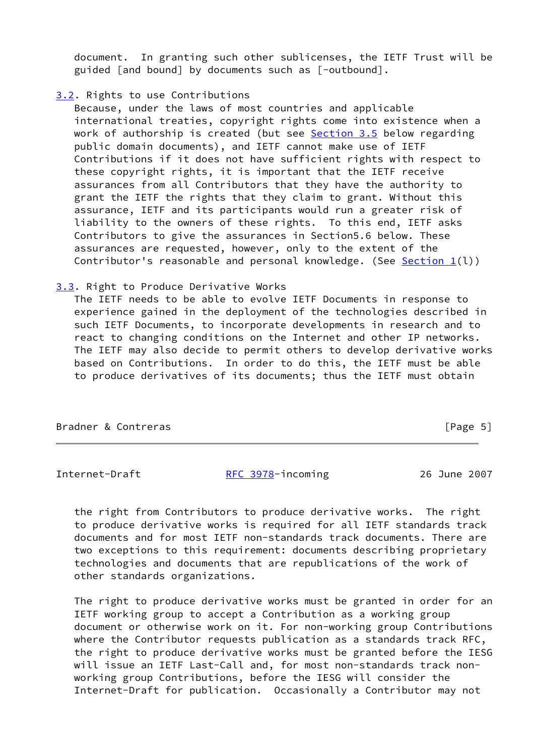document. In granting such other sublicenses, the IETF Trust will be guided [and bound] by documents such as [-outbound].

### 3.2. Rights to use Contributions

Because, under the laws of most countries and applicable international treaties, copyright rights come into existence when a work of authorship is created (but see Section 3.5 below regarding public domain documents), and IETF cannot make use of IETF Contributions if it does not have sufficient rights with respect to these copyright rights, it is important that the IETF receive assurances from all Contributors that they have the authority to grant the IETF the rights that they claim to grant. Without this assurance, IETF and its participants would run a greater risk of liability to the owners of these rights. To this end, IETF asks Contributors to give the assurances in Section5.6 below. These assurances are requested, however, only to the extent of the Contributor's reasonable and personal knowledge. (See Section 1(l))

### 3.3. Right to Produce Derivative Works

The IETF needs to be able to evolve IETF Documents in response to experience gained in the deployment of the technologies described in such IETF Documents, to incorporate developments in research and to react to changing conditions on the Internet and other IP networks. The IETF may also decide to permit others to develop derivative works based on Contributions. In order to do this, the IETF must be able to produce derivatives of its documents; thus the IETF must obtain the right from Contributors to produce derivative works. The right to produce derivative works is required for all IETF standards track documents and for most IETF non-standards track documents. There are two exceptions to this requirement: documents describing proprietary technologies and documents that are republications of the work of other standards organizations.

The right to produce derivative works must be granted in order for an IETF working group to accept a Contribution as a working group document or otherwise work on it. For non-working group Contributions where the Contributor requests publication as a standards track RFC, the right to produce derivative works must be granted before the IESG will issue an IETF Last-Call and, for most non-standards track non-working group Contributions, before the IESG will consider the Internet-Draft for publication. Occasionally a Contributor may not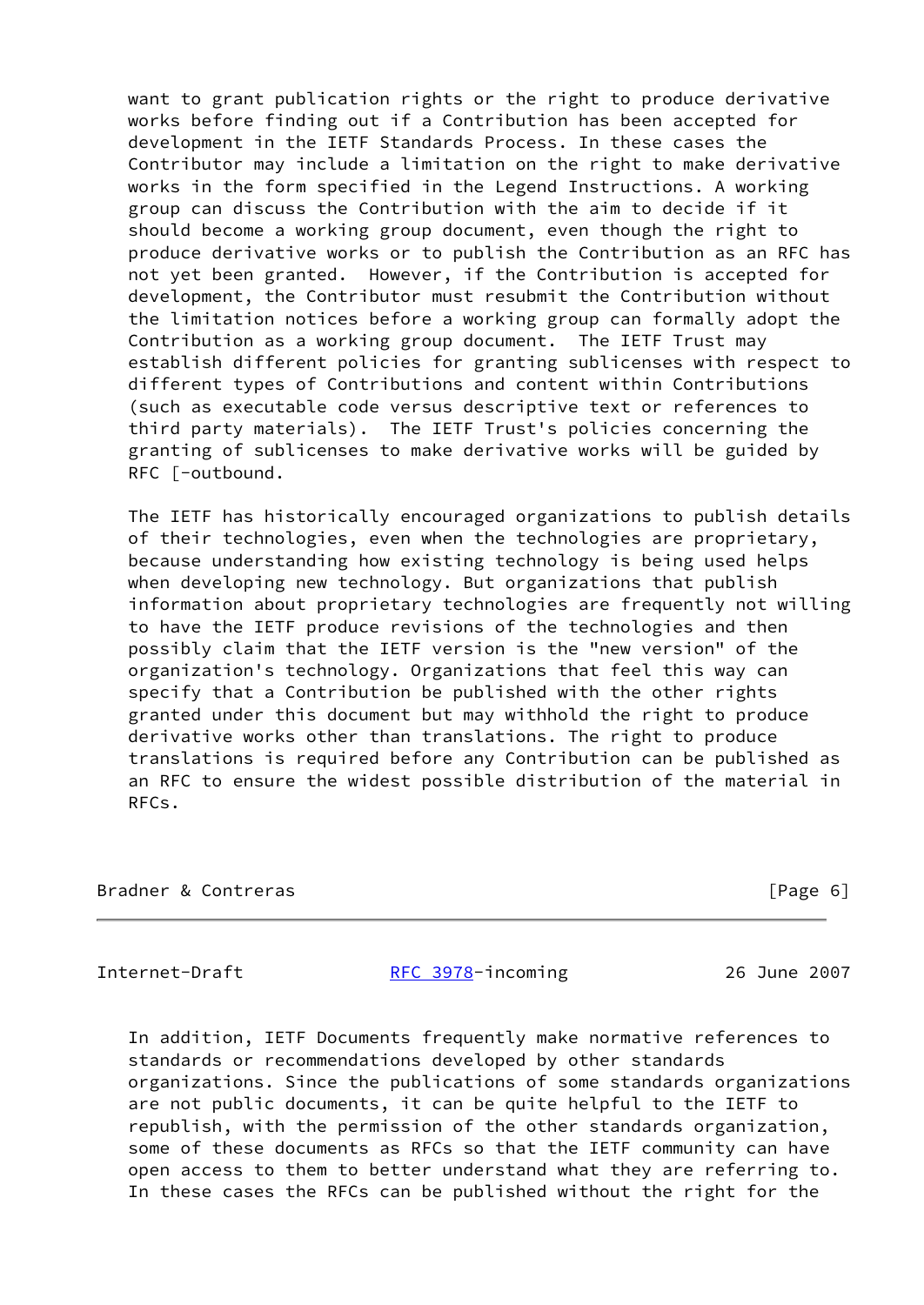want to grant publication rights or the right to produce derivative works before finding out if a Contribution has been accepted for development in the IETF Standards Process. In these cases the Contributor may include a limitation on the right to make derivative works in the form specified in the Legend Instructions. A working group can discuss the Contribution with the aim to decide if it should become a working group document, even though the right to produce derivative works or to publish the Contribution as an RFC has not yet been granted. However, if the Contribution is accepted for development, the Contributor must resubmit the Contribution without the limitation notices before a working group can formally adopt the Contribution as a working group document. The IETF Trust may establish different policies for granting sublicenses with respect to different types of Contributions and content within Contributions (such as executable code versus descriptive text or references to third party materials). The IETF Trust's policies concerning the granting of sublicenses to make derivative works will be guided by RFC [-outbound.

The IETF has historically encouraged organizations to publish details of their technologies, even when the technologies are proprietary, because understanding how existing technology is being used helps when developing new technology. But organizations that publish information about proprietary technologies are frequently not willing to have the IETF produce revisions of the technologies and then possibly claim that the IETF version is the "new version" of the organization's technology. Organizations that feel this way can specify that a Contribution be published with the other rights granted under this document but may withhold the right to produce derivative works other than translations. The right to produce translations is required before any Contribution can be published as an RFC to ensure the widest possible distribution of the material in RFCs.

In addition, IETF Documents frequently make normative references to standards or recommendations developed by other standards organizations. Since the publications of some standards organizations are not public documents, it can be quite helpful to the IETF to republish, with the permission of the other standards organization, some of these documents as RFCs so that the IETF community can have open access to them to better understand what they are referring to. In these cases the RFCs can be published without the right for the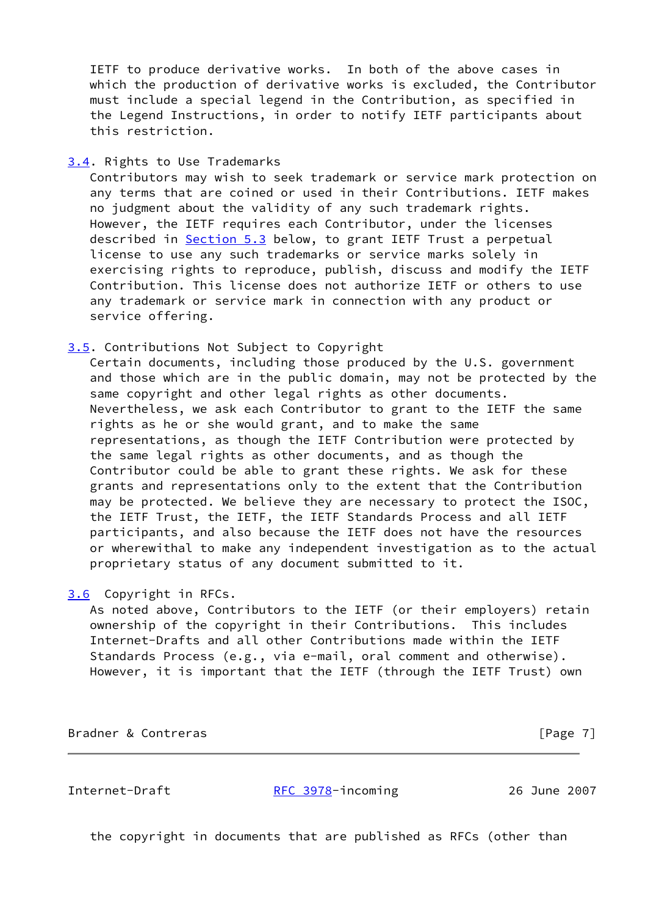IETF to produce derivative works. In both of the above cases in which the production of derivative works is excluded, the Contributor must include a special legend in the Contribution, as specified in the Legend Instructions, in order to notify IETF participants about this restriction.

### 3.4. Rights to Use Trademarks

Contributors may wish to seek trademark or service mark protection on any terms that are coined or used in their Contributions. IETF makes no judgment about the validity of any such trademark rights. However, the IETF requires each Contributor, under the licenses described in Section 5.3 below, to grant IETF Trust a perpetual license to use any such trademarks or service marks solely in exercising rights to reproduce, publish, discuss and modify the IETF Contribution. This license does not authorize IETF or others to use any trademark or service mark in connection with any product or service offering.

### 3.5. Contributions Not Subject to Copyright

Certain documents, including those produced by the U.S. government and those which are in the public domain, may not be protected by the same copyright and other legal rights as other documents. Nevertheless, we ask each Contributor to grant to the IETF the same rights as he or she would grant, and to make the same representations, as though the IETF Contribution were protected by the same legal rights as other documents, and as though the Contributor could be able to grant these rights. We ask for these grants and representations only to the extent that the Contribution may be protected. We believe they are necessary to protect the ISOC, the IETF Trust, the IETF, the IETF Standards Process and all IETF participants, and also because the IETF does not have the resources or wherewithal to make any independent investigation as to the actual proprietary status of any document submitted to it.

### 3.6 Copyright in RFCs.

As noted above, Contributors to the IETF (or their employers) retain ownership of the copyright in their Contributions. This includes Internet-Drafts and all other Contributions made within the IETF Standards Process (e.g., via e-mail, oral comment and otherwise). However, it is important that the IETF (through the IETF Trust) own the copyright in documents that are published as RFCs (other than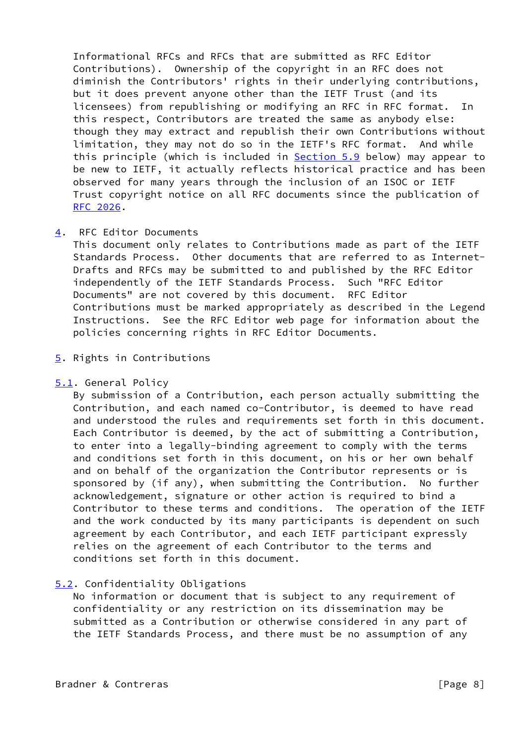Informational RFCs and RFCs that are submitted as RFC Editor Contributions). Ownership of the copyright in an RFC does not diminish the Contributors' rights in their underlying contributions, but it does prevent anyone other than the IETF Trust (and its licensees) from republishing or modifying an RFC in RFC format. In this respect, Contributors are treated the same as anybody else: though they may extract and republish their own Contributions without limitation, they may not do so in the IETF's RFC format. And while this principle (which is included in Section 5.9 below) may appear to be new to IETF, it actually reflects historical practice and has been observed for many years through the inclusion of an ISOC or IETF Trust copyright notice on all RFC documents since the publication of RFC 2026.

## 4. RFC Editor Documents

This document only relates to Contributions made as part of the IETF Standards Process. Other documents that are referred to as Internet-Drafts and RFCs may be submitted to and published by the RFC Editor independently of the IETF Standards Process. Such "RFC Editor Documents" are not covered by this document. RFC Editor Contributions must be marked appropriately as described in the Legend Instructions. See the RFC Editor web page for information about the policies concerning rights in RFC Editor Documents.

## 5. Rights in Contributions

### 5.1. General Policy

By submission of a Contribution, each person actually submitting the Contribution, and each named co-Contributor, is deemed to have read and understood the rules and requirements set forth in this document. Each Contributor is deemed, by the act of submitting a Contribution, to enter into a legally-binding agreement to comply with the terms and conditions set forth in this document, on his or her own behalf and on behalf of the organization the Contributor represents or is sponsored by (if any), when submitting the Contribution. No further acknowledgement, signature or other action is required to bind a Contributor to these terms and conditions. The operation of the IETF and the work conducted by its many participants is dependent on such agreement by each Contributor, and each IETF participant expressly relies on the agreement of each Contributor to the terms and conditions set forth in this document.

### 5.2. Confidentiality Obligations

No information or document that is subject to any requirement of confidentiality or any restriction on its dissemination may be submitted as a Contribution or otherwise considered in any part of the IETF Standards Process, and there must be no assumption of any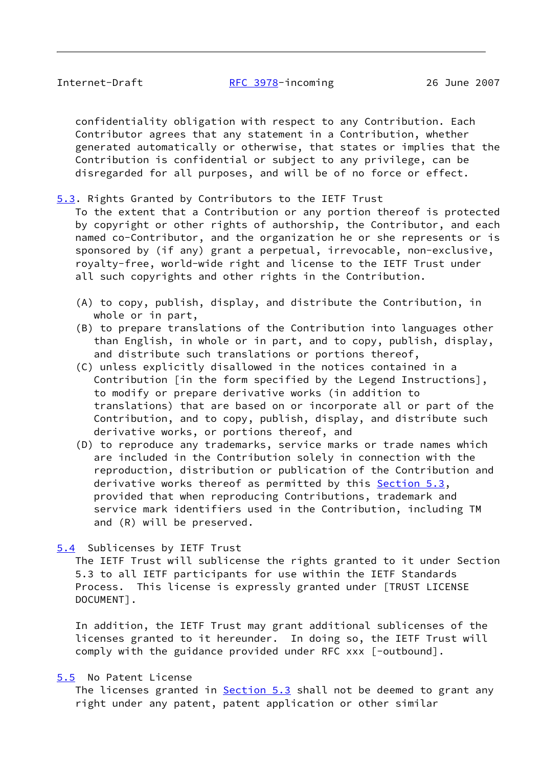confidentiality obligation with respect to any Contribution. Each Contributor agrees that any statement in a Contribution, whether generated automatically or otherwise, that states or implies that the Contribution is confidential or subject to any privilege, can be disregarded for all purposes, and will be of no force or effect.

### 5.3. Rights Granted by Contributors to the IETF Trust

To the extent that a Contribution or any portion thereof is protected by copyright or other rights of authorship, the Contributor, and each named co-Contributor, and the organization he or she represents or is sponsored by (if any) grant a perpetual, irrevocable, non-exclusive, royalty-free, world-wide right and license to the IETF Trust under all such copyrights and other rights in the Contribution.

(A) to copy, publish, display, and distribute the Contribution, in whole or in part,

(B) to prepare translations of the Contribution into languages other than English, in whole or in part, and to copy, publish, display, and distribute such translations or portions thereof,

(C) unless explicitly disallowed in the notices contained in a Contribution [in the form specified by the Legend Instructions], to modify or prepare derivative works (in addition to translations) that are based on or incorporate all or part of the Contribution, and to copy, publish, display, and distribute such derivative works, or portions thereof, and

(D) to reproduce any trademarks, service marks or trade names which are included in the Contribution solely in connection with the reproduction, distribution or publication of the Contribution and derivative works thereof as permitted by this Section 5.3, provided that when reproducing Contributions, trademark and service mark identifiers used in the Contribution, including TM and (R) will be preserved.

### 5.4 Sublicenses by IETF Trust

The IETF Trust will sublicense the rights granted to it under Section 5.3 to all IETF participants for use within the IETF Standards Process. This license is expressly granted under [TRUST LICENSE DOCUMENT].

In addition, the IETF Trust may grant additional sublicenses of the licenses granted to it hereunder. In doing so, the IETF Trust will comply with the guidance provided under RFC xxx [-outbound].

### 5.5 No Patent License

The licenses granted in Section 5.3 shall not be deemed to grant any right under any patent, patent application or other similar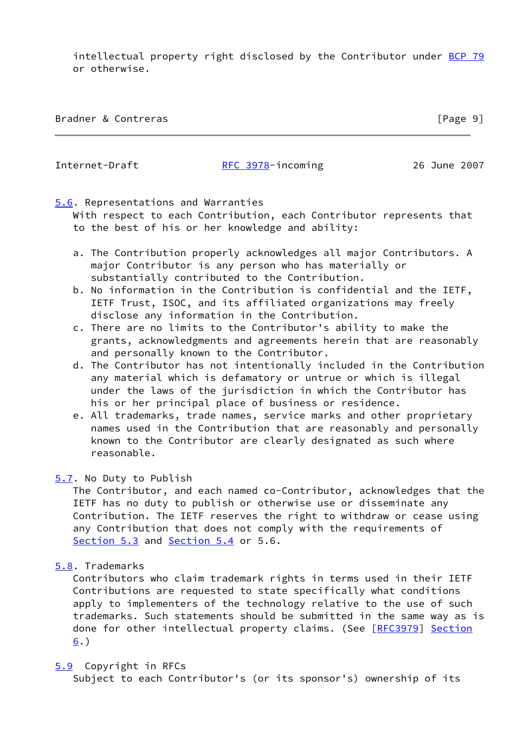intellectual property right disclosed by the Contributor under BCP 79 or otherwise.

### 5.6. Representations and Warranties

With respect to each Contribution, each Contributor represents that to the best of his or her knowledge and ability:

a. The Contribution properly acknowledges all major Contributors. A major Contributor is any person who has materially or substantially contributed to the Contribution.
b. No information in the Contribution is confidential and the IETF, IETF Trust, ISOC, and its affiliated organizations may freely disclose any information in the Contribution.
c. There are no limits to the Contributor's ability to make the grants, acknowledgments and agreements herein that are reasonably and personally known to the Contributor.
d. The Contributor has not intentionally included in the Contribution any material which is defamatory or untrue or which is illegal under the laws of the jurisdiction in which the Contributor has his or her principal place of business or residence.
e. All trademarks, trade names, service marks and other proprietary names used in the Contribution that are reasonably and personally known to the Contributor are clearly designated as such where reasonable.

### 5.7. No Duty to Publish

The Contributor, and each named co-Contributor, acknowledges that the IETF has no duty to publish or otherwise use or disseminate any Contribution. The IETF reserves the right to withdraw or cease using any Contribution that does not comply with the requirements of Section 5.3 and Section 5.4 or 5.6.

### 5.8. Trademarks

Contributors who claim trademark rights in terms used in their IETF Contributions are requested to state specifically what conditions apply to implementers of the technology relative to the use of such trademarks. Such statements should be submitted in the same way as is done for other intellectual property claims. (See [RFC3979] Section 6.)

### 5.9 Copyright in RFCs

Subject to each Contributor's (or its sponsor's) ownership of its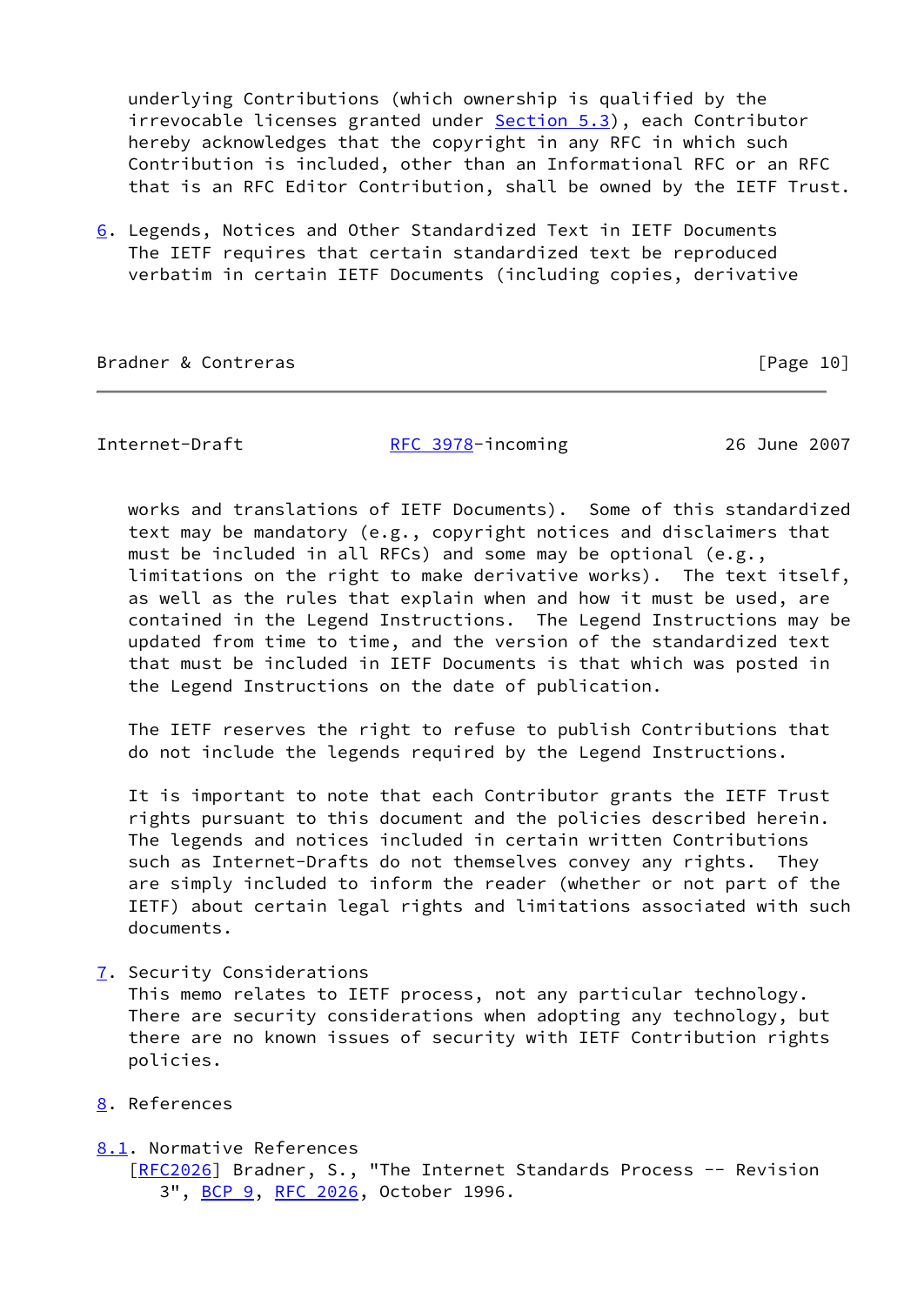underlying Contributions (which ownership is qualified by the irrevocable licenses granted under Section 5.3), each Contributor hereby acknowledges that the copyright in any RFC in which such Contribution is included, other than an Informational RFC or an RFC that is an RFC Editor Contribution, shall be owned by the IETF Trust.

## 6. Legends, Notices and Other Standardized Text in IETF Documents

The IETF requires that certain standardized text be reproduced verbatim in certain IETF Documents (including copies, derivative works and translations of IETF Documents). Some of this standardized text may be mandatory (e.g., copyright notices and disclaimers that must be included in all RFCs) and some may be optional (e.g., limitations on the right to make derivative works). The text itself, as well as the rules that explain when and how it must be used, are contained in the Legend Instructions. The Legend Instructions may be updated from time to time, and the version of the standardized text that must be included in IETF Documents is that which was posted in the Legend Instructions on the date of publication.

The IETF reserves the right to refuse to publish Contributions that do not include the legends required by the Legend Instructions.

It is important to note that each Contributor grants the IETF Trust rights pursuant to this document and the policies described herein. The legends and notices included in certain written Contributions such as Internet-Drafts do not themselves convey any rights. They are simply included to inform the reader (whether or not part of the IETF) about certain legal rights and limitations associated with such documents.

## 7. Security Considerations

This memo relates to IETF process, not any particular technology. There are security considerations when adopting any technology, but there are no known issues of security with IETF Contribution rights policies.

## 8. References

### 8.1. Normative References

[RFC2026] Bradner, S., "The Internet Standards Process -- Revision 3", BCP 9, RFC 2026, October 1996.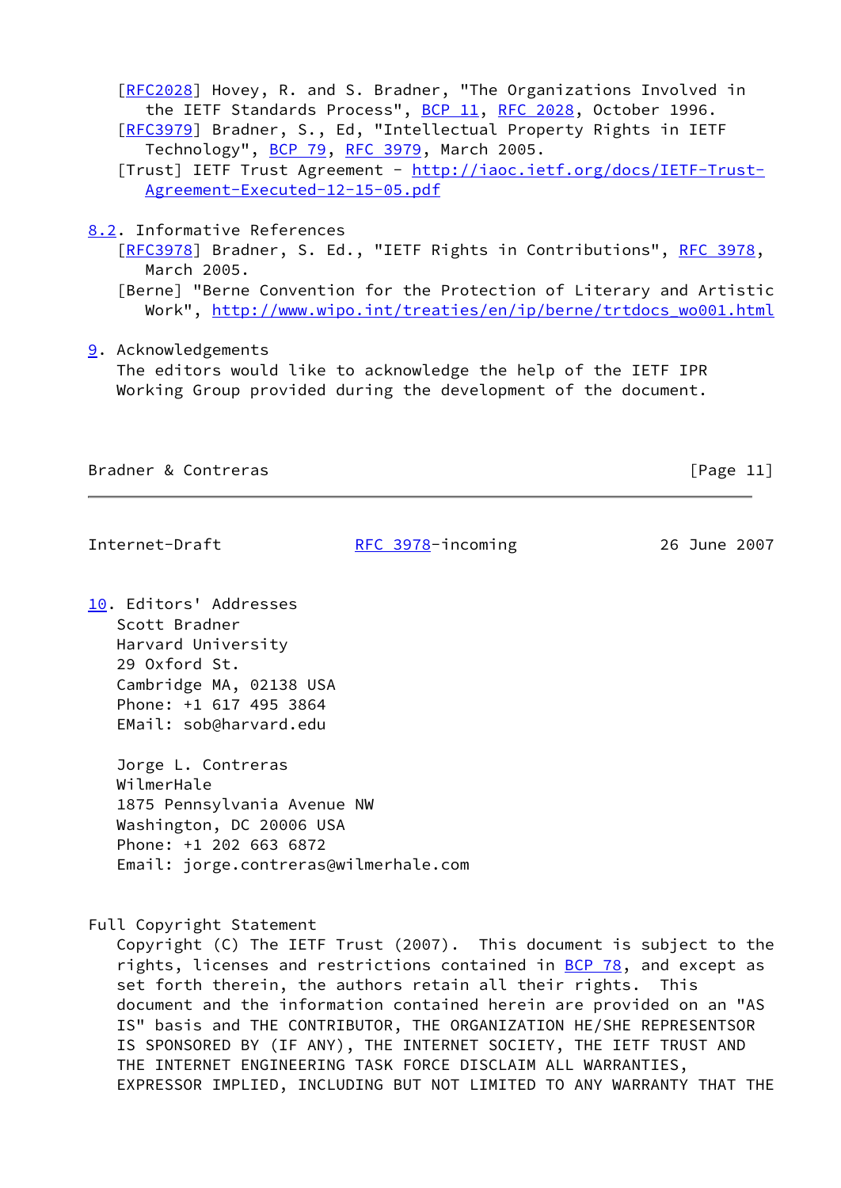[RFC2028] Hovey, R. and S. Bradner, "The Organizations Involved in the IETF Standards Process", BCP 11, RFC 2028, October 1996.

[RFC3979] Bradner, S., Ed, "Intellectual Property Rights in IETF Technology", BCP 79, RFC 3979, March 2005.

[Trust] IETF Trust Agreement - http://iaoc.ietf.org/docs/IETF-Trust-Agreement-Executed-12-15-05.pdf

## 8.2. Informative References

[RFC3978] Bradner, S. Ed., "IETF Rights in Contributions", RFC 3978, March 2005.

[Berne] "Berne Convention for the Protection of Literary and Artistic Work", http://www.wipo.int/treaties/en/ip/berne/trtdocs_wo001.html

## 9. Acknowledgements

The editors would like to acknowledge the help of the IETF IPR Working Group provided during the development of the document.

## 10. Editors' Addresses

Scott Bradner
Harvard University
29 Oxford St.
Cambridge MA, 02138 USA
Phone: +1 617 495 3864
EMail: sob@harvard.edu

Jorge L. Contreras
WilmerHale
1875 Pennsylvania Avenue NW
Washington, DC 20006 USA
Phone: +1 202 663 6872
Email: jorge.contreras@wilmerhale.com

## Full Copyright Statement

Copyright (C) The IETF Trust (2007). This document is subject to the rights, licenses and restrictions contained in BCP 78, and except as set forth therein, the authors retain all their rights. This document and the information contained herein are provided on an "AS IS" basis and THE CONTRIBUTOR, THE ORGANIZATION HE/SHE REPRESENTSOR IS SPONSORED BY (IF ANY), THE INTERNET SOCIETY, THE IETF TRUST AND THE INTERNET ENGINEERING TASK FORCE DISCLAIM ALL WARRANTIES, EXPRESSOR IMPLIED, INCLUDING BUT NOT LIMITED TO ANY WARRANTY THAT THE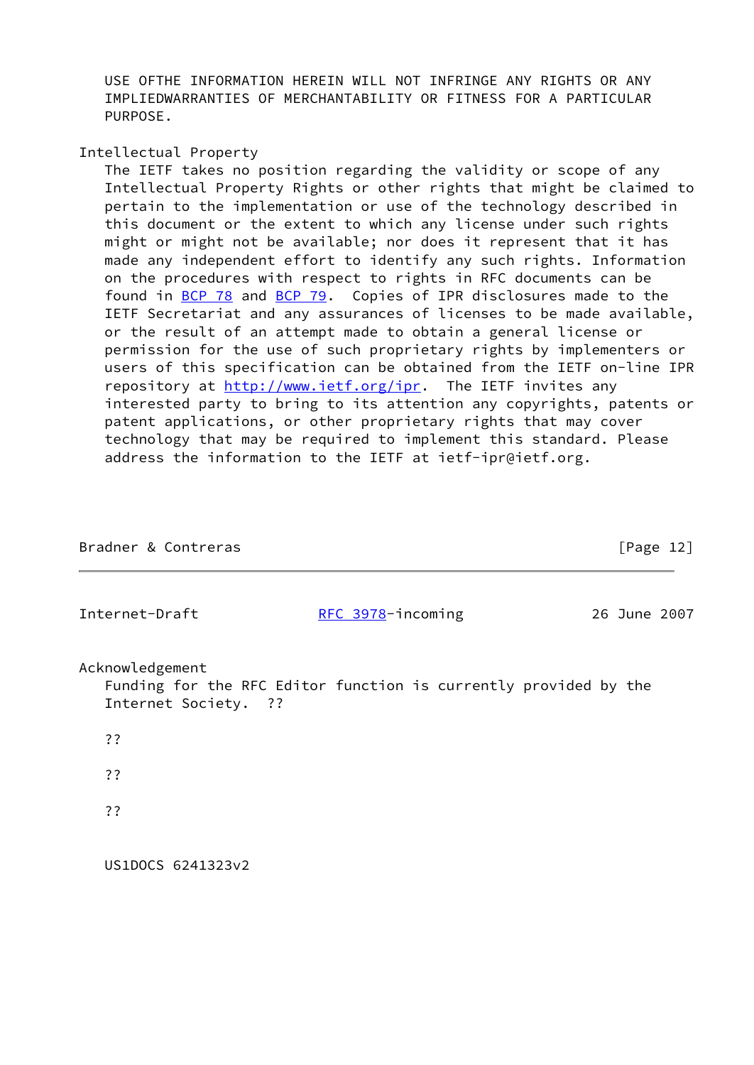USE OFTHE INFORMATION HEREIN WILL NOT INFRINGE ANY RIGHTS OR ANY IMPLIEDWARRANTIES OF MERCHANTABILITY OR FITNESS FOR A PARTICULAR PURPOSE.

## Intellectual Property

The IETF takes no position regarding the validity or scope of any Intellectual Property Rights or other rights that might be claimed to pertain to the implementation or use of the technology described in this document or the extent to which any license under such rights might or might not be available; nor does it represent that it has made any independent effort to identify any such rights. Information on the procedures with respect to rights in RFC documents can be found in BCP 78 and BCP 79. Copies of IPR disclosures made to the IETF Secretariat and any assurances of licenses to be made available, or the result of an attempt made to obtain a general license or permission for the use of such proprietary rights by implementers or users of this specification can be obtained from the IETF on-line IPR repository at http://www.ietf.org/ipr. The IETF invites any interested party to bring to its attention any copyrights, patents or patent applications, or other proprietary rights that may cover technology that may be required to implement this standard. Please address the information to the IETF at ietf-ipr@ietf.org.

## Acknowledgement

Funding for the RFC Editor function is currently provided by the Internet Society. ??

??

??

??

US1DOCS 6241323v2